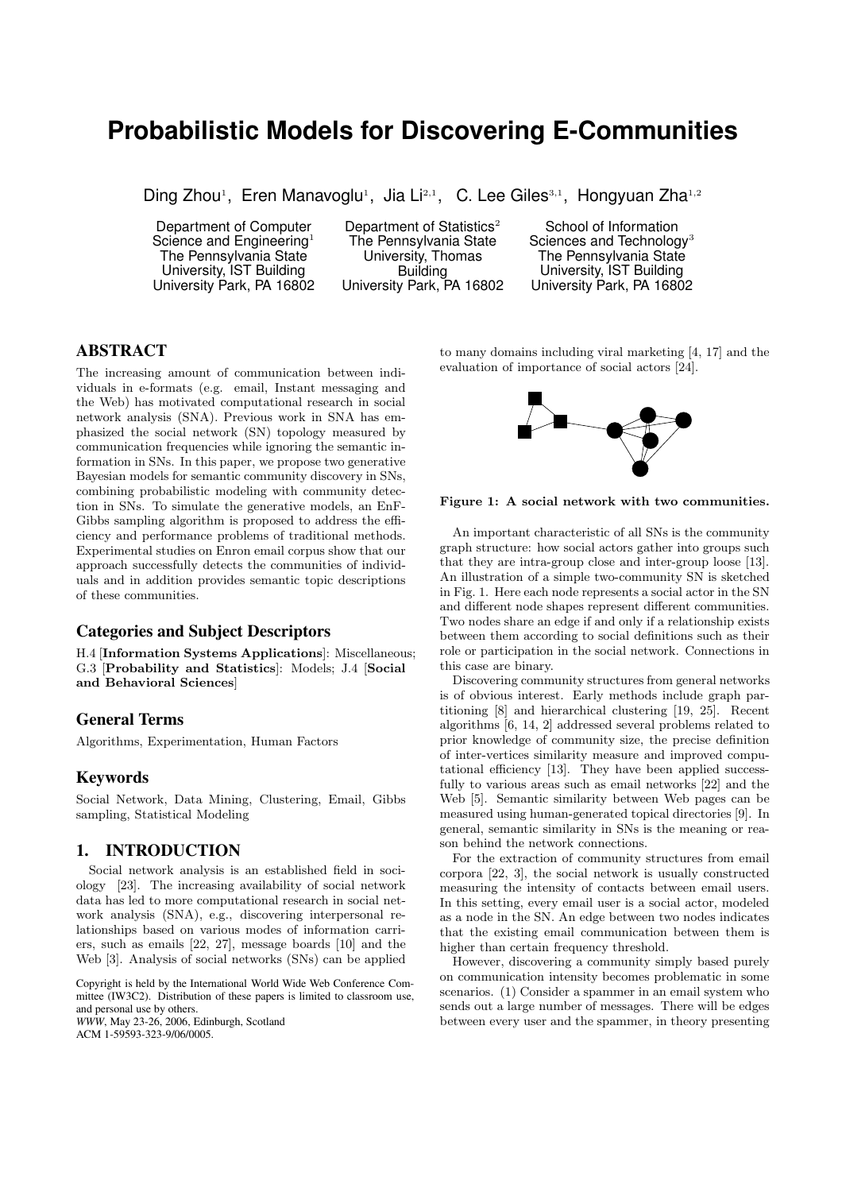# Probabilistic Models for Discovering E-Communities

Ding Zhou[1], Eren Manavoglu[1], Jia Li[2,1], C. Lee Giles[3,1], Hongyuan Zha[1,2]

Department of Computer Science and Engineering[1]
The Pennsylvania State University, IST Building
University Park, PA 16802

Department of Statistics[2]
The Pennsylvania State University, Thomas Building
University Park, PA 16802

School of Information Sciences and Technology[3]
The Pennsylvania State University, IST Building
University Park, PA 16802

## ABSTRACT

The increasing amount of communication between individuals in e-formats (e.g. email, Instant messaging and the Web) has motivated computational research in social network analysis (SNA). Previous work in SNA has emphasized the social network (SN) topology measured by communication frequencies while ignoring the semantic information in SNs. In this paper, we propose two generative Bayesian models for semantic community discovery in SNs, combining probabilistic modeling with community detection in SNs. To simulate the generative models, an EnF-Gibbs sampling algorithm is proposed to address the efficiency and performance problems of traditional methods. Experimental studies on Enron email corpus show that our approach successfully detects the communities of individuals and in addition provides semantic topic descriptions of these communities.

### Categories and Subject Descriptors

H.4 [**Information Systems Applications**]: Miscellaneous; G.3 [**Probability and Statistics**]: Models; J.4 [**Social and Behavioral Sciences**]

### General Terms

Algorithms, Experimentation, Human Factors

### Keywords

Social Network, Data Mining, Clustering, Email, Gibbs sampling, Statistical Modeling

## 1. INTRODUCTION

Social network analysis is an established field in sociology [23]. The increasing availability of social network data has led to more computational research in social network analysis (SNA), e.g., discovering interpersonal relationships based on various modes of information carriers, such as emails [22, 27], message boards [10] and the Web [3]. Analysis of social networks (SNs) can be applied to many domains including viral marketing [4, 17] and the evaluation of importance of social actors [24].

**Figure 1: A social network with two communities.**

An important characteristic of all SNs is the community graph structure: how social actors gather into groups such that they are intra-group close and inter-group loose [13]. An illustration of a simple two-community SN is sketched in Fig. 1. Here each node represents a social actor in the SN and different node shapes represent different communities. Two nodes share an edge if and only if a relationship exists between them according to social definitions such as their role or participation in the social network. Connections in this case are binary.

Discovering community structures from general networks is of obvious interest. Early methods include graph partitioning [8] and hierarchical clustering [19, 25]. Recent algorithms [6, 14, 2] addressed several problems related to prior knowledge of community size, the precise definition of inter-vertices similarity measure and improved computational efficiency [13]. They have been applied successfully to various areas such as email networks [22] and the Web [5]. Semantic similarity between Web pages can be measured using human-generated topical directories [9]. In general, semantic similarity in SNs is the meaning or reason behind the network connections.

For the extraction of community structures from email corpora [22, 3], the social network is usually constructed measuring the intensity of contacts between email users. In this setting, every email user is a social actor, modeled as a node in the SN. An edge between two nodes indicates that the existing email communication between them is higher than certain frequency threshold.

However, discovering a community simply based purely on communication intensity becomes problematic in some scenarios. (1) Consider a spammer in an email system who sends out a large number of messages. There will be edges between every user and the spammer, in theory presenting

Copyright is held by the International World Wide Web Conference Committee (IW3C2). Distribution of these papers is limited to classroom use, and personal use by others.
*WWW*, May 23-26, 2006, Edinburgh, Scotland
ACM 1-59593-323-9/06/0005.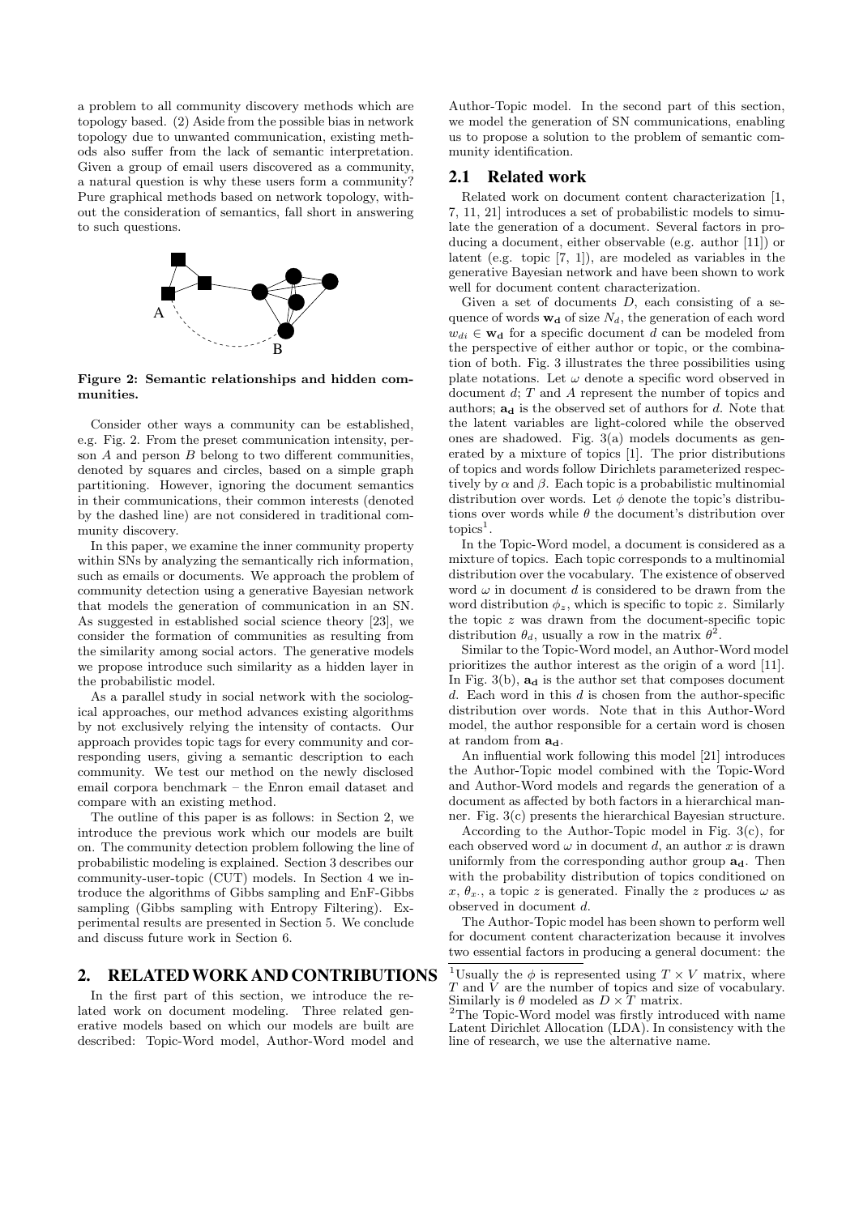a problem to all community discovery methods which are topology based. (2) Aside from the possible bias in network topology due to unwanted communication, existing methods also suffer from the lack of semantic interpretation. Given a group of email users discovered as a community, a natural question is why these users form a community? Pure graphical methods based on network topology, without the consideration of semantics, fall short in answering to such questions.

**Figure 2: Semantic relationships and hidden communities.**

Consider other ways a community can be established, e.g. Fig. 2. From the preset communication intensity, person $A$ and person $B$ belong to two different communities, denoted by squares and circles, based on a simple graph partitioning. However, ignoring the document semantics in their communications, their common interests (denoted by the dashed line) are not considered in traditional community discovery.

In this paper, we examine the inner community property within SNs by analyzing the semantically rich information, such as emails or documents. We approach the problem of community detection using a generative Bayesian network that models the generation of communication in an SN. As suggested in established social science theory [23], we consider the formation of communities as resulting from the similarity among social actors. The generative models we propose introduce such similarity as a hidden layer in the probabilistic model.

As a parallel study in social network with the sociological approaches, our method advances existing algorithms by not exclusively relying the intensity of contacts. Our approach provides topic tags for every community and corresponding users, giving a semantic description to each community. We test our method on the newly disclosed email corpora benchmark – the Enron email dataset and compare with an existing method.

The outline of this paper is as follows: in Section 2, we introduce the previous work which our models are built on. The community detection problem following the line of probabilistic modeling is explained. Section 3 describes our community-user-topic (CUT) models. In Section 4 we introduce the algorithms of Gibbs sampling and EnF-Gibbs sampling (Gibbs sampling with Entropy Filtering). Experimental results are presented in Section 5. We conclude and discuss future work in Section 6.

# 2. RELATED WORK AND CONTRIBUTIONS

In the first part of this section, we introduce the related work on document modeling. Three related generative models based on which our models are built are described: Topic-Word model, Author-Word model and Author-Topic model. In the second part of this section, we model the generation of SN communications, enabling us to propose a solution to the problem of semantic community identification.

## 2.1 Related work

Related work on document content characterization [1, 7, 11, 21] introduces a set of probabilistic models to simulate the generation of a document. Several factors in producing a document, either observable (e.g. author [11]) or latent (e.g. topic [7, 1]), are modeled as variables in the generative Bayesian network and have been shown to work well for document content characterization.

Given a set of documents $D$, each consisting of a sequence of words $\mathbf{w_d}$ of size $N_d$, the generation of each word $w_{di} \in \mathbf{w_d}$ for a specific document $d$ can be modeled from the perspective of either author or topic, or the combination of both. Fig. 3 illustrates the three possibilities using plate notations. Let $\omega$ denote a specific word observed in document $d$; $T$ and $A$ represent the number of topics and authors; $\mathbf{a_d}$ is the observed set of authors for $d$. Note that the latent variables are light-colored while the observed ones are shadowed. Fig. 3(a) models documents as generated by a mixture of topics [1]. The prior distributions of topics and words follow Dirichlets parameterized respectively by $\alpha$ and $\beta$. Each topic is a probabilistic multinomial distribution over words. Let $\phi$ denote the topic's distributions over words while $\theta$ the document's distribution over topics[1].

In the Topic-Word model, a document is considered as a mixture of topics. Each topic corresponds to a multinomial distribution over the vocabulary. The existence of observed word $\omega$ in document $d$ is considered to be drawn from the word distribution $\phi_z$, which is specific to topic $z$. Similarly the topic $z$ was drawn from the document-specific topic distribution $\theta_d$, usually a row in the matrix $\theta$[2].

Similar to the Topic-Word model, an Author-Word model prioritizes the author interest as the origin of a word [11]. In Fig. 3(b), $\mathbf{a_d}$ is the author set that composes document $d$. Each word in this $d$ is chosen from the author-specific distribution over words. Note that in this Author-Word model, the author responsible for a certain word is chosen at random from $\mathbf{a_d}$.

An influential work following this model [21] introduces the Author-Topic model combined with the Topic-Word and Author-Word models and regards the generation of a document as affected by both factors in a hierarchical manner. Fig. 3(c) presents the hierarchical Bayesian structure.

According to the Author-Topic model in Fig. 3(c), for each observed word $\omega$ in document $d$, an author $x$ is drawn uniformly from the corresponding author group $\mathbf{a_d}$. Then with the probability distribution of topics conditioned on $x$, $\theta_{x\cdot}$, a topic $z$ is generated. Finally the $z$ produces $\omega$ as observed in document $d$.

The Author-Topic model has been shown to perform well for document content characterization because it involves two essential factors in producing a general document: the

---

[1] Usually the $\phi$ is represented using $T \times V$ matrix, where $T$ and $V$ are the number of topics and size of vocabulary. Similarly is $\theta$ modeled as $D \times T$ matrix.

[2] The Topic-Word model was firstly introduced with name Latent Dirichlet Allocation (LDA). In consistency with the line of research, we use the alternative name.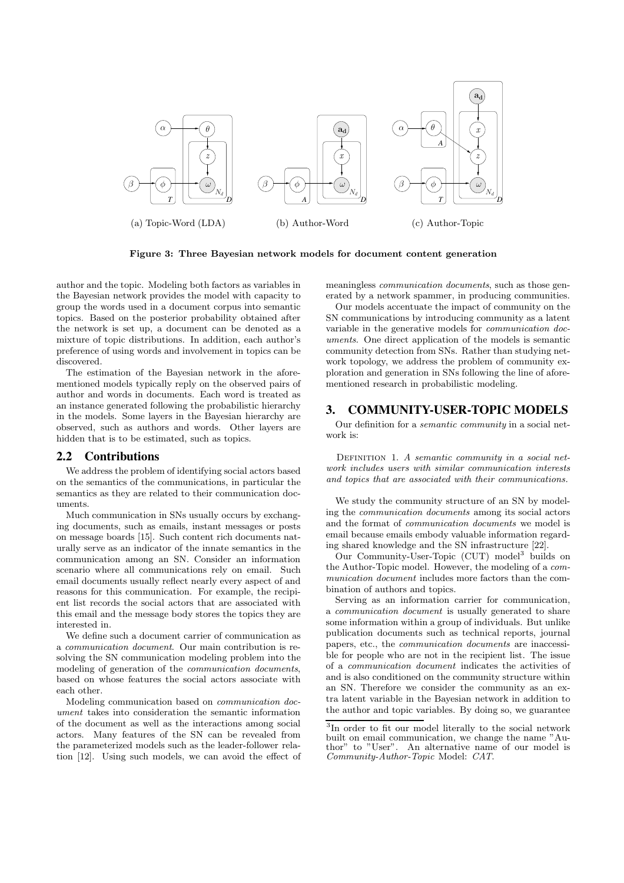(a) Topic-Word (LDA) (b) Author-Word (c) Author-Topic

**Figure 3: Three Bayesian network models for document content generation**

author and the topic. Modeling both factors as variables in the Bayesian network provides the model with capacity to group the words used in a document corpus into semantic topics. Based on the posterior probability obtained after the network is set up, a document can be denoted as a mixture of topic distributions. In addition, each author's preference of using words and involvement in topics can be discovered.

The estimation of the Bayesian network in the aforementioned models typically reply on the observed pairs of author and words in documents. Each word is treated as an instance generated following the probabilistic hierarchy in the models. Some layers in the Bayesian hierarchy are observed, such as authors and words. Other layers are hidden that is to be estimated, such as topics.

## 2.2 Contributions

We address the problem of identifying social actors based on the semantics of the communications, in particular the semantics as they are related to their communication documents.

Much communication in SNs usually occurs by exchanging documents, such as emails, instant messages or posts on message boards [15]. Such content rich documents naturally serve as an indicator of the innate semantics in the communication among an SN. Consider an information scenario where all communications rely on email. Such email documents usually reflect nearly every aspect of and reasons for this communication. For example, the recipient list records the social actors that are associated with this email and the message body stores the topics they are interested in.

We define such a document carrier of communication as a *communication document*. Our main contribution is resolving the SN communication modeling problem into the modeling of generation of the *communication documents*, based on whose features the social actors associate with each other.

Modeling communication based on *communication document* takes into consideration the semantic information of the document as well as the interactions among social actors. Many features of the SN can be revealed from the parameterized models such as the leader-follower relation [12]. Using such models, we can avoid the effect of meaningless *communication documents*, such as those generated by a network spammer, in producing communities.

Our models accentuate the impact of community on the SN communications by introducing community as a latent variable in the generative models for *communication documents*. One direct application of the models is semantic community detection from SNs. Rather than studying network topology, we address the problem of community exploration and generation in SNs following the line of aforementioned research in probabilistic modeling.

## 3. COMMUNITY-USER-TOPIC MODELS

Our definition for a *semantic community* in a social network is:

DEFINITION 1. *A semantic community in a social network includes users with similar communication interests and topics that are associated with their communications.*

We study the community structure of an SN by modeling the *communication documents* among its social actors and the format of *communication documents* we model is email because emails embody valuable information regarding shared knowledge and the SN infrastructure [22].

Our Community-User-Topic (CUT) model[3] builds on the Author-Topic model. However, the modeling of a *communication document* includes more factors than the combination of authors and topics.

Serving as an information carrier for communication, a *communication document* is usually generated to share some information within a group of individuals. But unlike publication documents such as technical reports, journal papers, etc., the *communication documents* are inaccessible for people who are not in the recipient list. The issue of a *communication document* indicates the activities of and is also conditioned on the community structure within an SN. Therefore we consider the community as an extra latent variable in the Bayesian network in addition to the author and topic variables. By doing so, we guarantee

[3]In order to fit our model literally to the social network built on email communication, we change the name "Author" to "User". An alternative name of our model is *Community-Author-Topic* Model: *CAT*.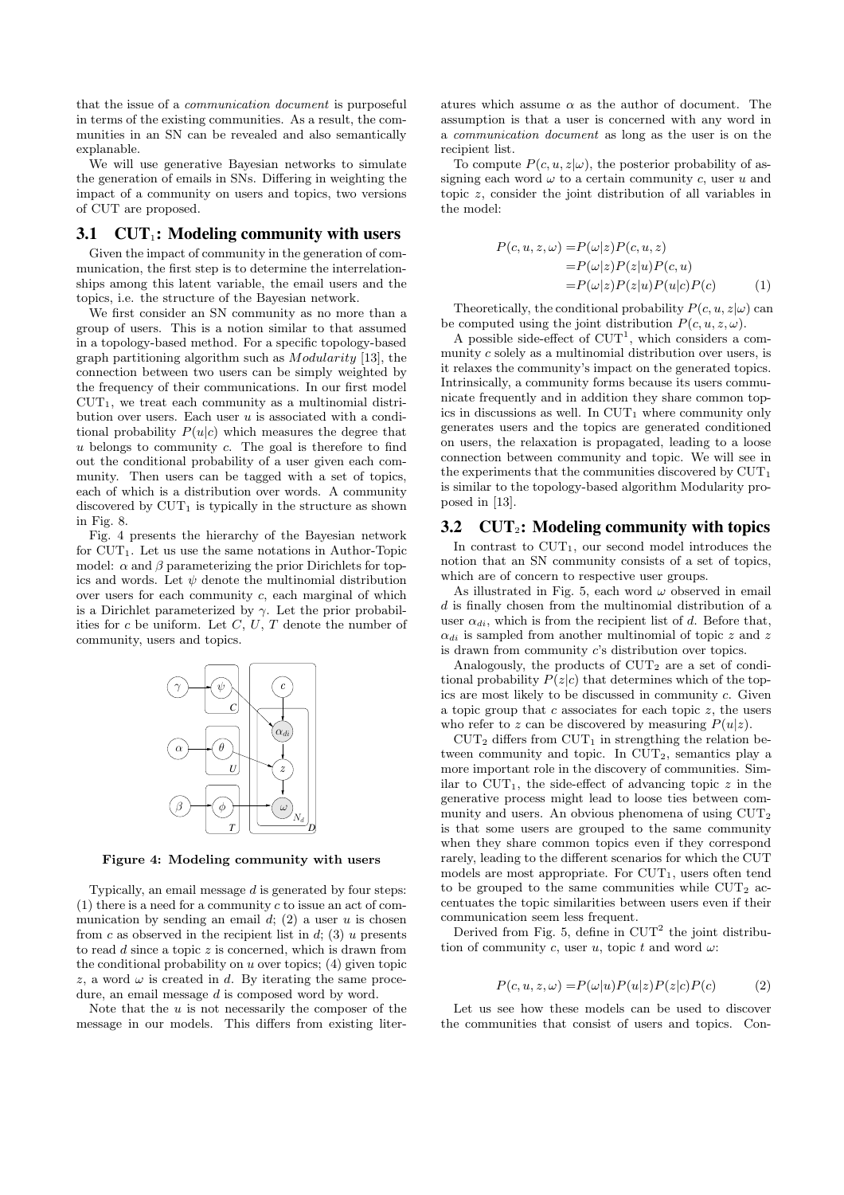that the issue of a *communication document* is purposeful in terms of the existing communities. As a result, the communities in an SN can be revealed and also semantically explanable.

We will use generative Bayesian networks to simulate the generation of emails in SNs. Differing in weighting the impact of a community on users and topics, two versions of CUT are proposed.

## 3.1 $\text{CUT}_1$: Modeling community with users

Given the impact of community in the generation of communication, the first step is to determine the interrelationships among this latent variable, the email users and the topics, i.e. the structure of the Bayesian network.

We first consider an SN community as no more than a group of users. This is a notion similar to that assumed in a topology-based method. For a specific topology-based graph partitioning algorithm such as *Modularity* [13], the connection between two users can be simply weighted by the frequency of their communications. In our first model $\text{CUT}_1$, we treat each community as a multinomial distribution over users. Each user $u$ is associated with a conditional probability $P(u|c)$ which measures the degree that $u$ belongs to community $c$. The goal is therefore to find out the conditional probability of a user given each community. Then users can be tagged with a set of topics, each of which is a distribution over words. A community discovered by $\text{CUT}_1$ is typically in the structure as shown in Fig. 8.

Fig. 4 presents the hierarchy of the Bayesian network for $\text{CUT}_1$. Let us use the same notations in Author-Topic model: $\alpha$ and $\beta$ parameterizing the prior Dirichlets for topics and words. Let $\psi$ denote the multinomial distribution over users for each community $c$, each marginal of which is a Dirichlet parameterized by $\gamma$. Let the prior probabilities for $c$ be uniform. Let $C$, $U$, $T$ denote the number of community, users and topics.

**Figure 4: Modeling community with users**

Typically, an email message $d$ is generated by four steps: (1) there is a need for a community $c$ to issue an act of communication by sending an email $d$; (2) a user $u$ is chosen from $c$ as observed in the recipient list in $d$; (3) $u$ presents to read $d$ since a topic $z$ is concerned, which is drawn from the conditional probability on $u$ over topics; (4) given topic $z$, a word $\omega$ is created in $d$. By iterating the same procedure, an email message $d$ is composed word by word.

Note that the $u$ is not necessarily the composer of the message in our models. This differs from existing literatures which assume $\alpha$ as the author of document. The assumption is that a user is concerned with any word in a *communication document* as long as the user is on the recipient list.

To compute $P(c, u, z|\omega)$, the posterior probability of assigning each word $\omega$ to a certain community $c$, user $u$ and topic $z$, consider the joint distribution of all variables in the model:

$$
\begin{aligned}
P(c, u, z, \omega) =& P(\omega|z)P(c, u, z) \\
=& P(\omega|z)P(z|u)P(c, u) \\
=& P(\omega|z)P(z|u)P(u|c)P(c) \qquad (1)
\end{aligned}
$$

Theoretically, the conditional probability $P(c, u, z|\omega)$ can be computed using the joint distribution $P(c, u, z, \omega)$.

A possible side-effect of $\text{CUT}^1$, which considers a community $c$ solely as a multinomial distribution over users, is it relaxes the community's impact on the generated topics. Intrinsically, a community forms because its users communicate frequently and in addition they share common topics in discussions as well. In $\text{CUT}_1$ where community only generates users and the topics are generated conditioned on users, the relaxation is propagated, leading to a loose connection between community and topic. We will see in the experiments that the communities discovered by $\text{CUT}_1$ is similar to the topology-based algorithm Modularity proposed in [13].

## 3.2 $\text{CUT}_2$: Modeling community with topics

In contrast to $\text{CUT}_1$, our second model introduces the notion that an SN community consists of a set of topics, which are of concern to respective user groups.

As illustrated in Fig. 5, each word $\omega$ observed in email $d$ is finally chosen from the multinomial distribution of a user $\alpha_{di}$, which is from the recipient list of $d$. Before that, $\alpha_{di}$ is sampled from another multinomial of topic $z$ and $z$ is drawn from community $c$'s distribution over topics.

Analogously, the products of $\text{CUT}_2$ are a set of conditional probability $P(z|c)$ that determines which of the topics are most likely to be discussed in community $c$. Given a topic group that $c$ associates for each topic $z$, the users who refer to $z$ can be discovered by measuring $P(u|z)$.

$\text{CUT}_2$ differs from $\text{CUT}_1$ in strengthing the relation between community and topic. In $\text{CUT}_2$, semantics play a more important role in the discovery of communities. Similar to $\text{CUT}_1$, the side-effect of advancing topic $z$ in the generative process might lead to loose ties between community and users. An obvious phenomena of using $\text{CUT}_2$ is that some users are grouped to the same community when they share common topics even if they correspond rarely, leading to the different scenarios for which the CUT models are most appropriate. For $\text{CUT}_1$, users often tend to be grouped to the same communities while $\text{CUT}_2$ accentuates the topic similarities between users even if their communication seem less frequent.

Derived from Fig. 5, define in $\text{CUT}^2$ the joint distribution of community $c$, user $u$, topic $t$ and word $\omega$:

$$
P(c, u, z, \omega) = P(\omega|u)P(u|z)P(z|c)P(c) \qquad (2)
$$

Let us see how these models can be used to discover the communities that consist of users and topics. Con-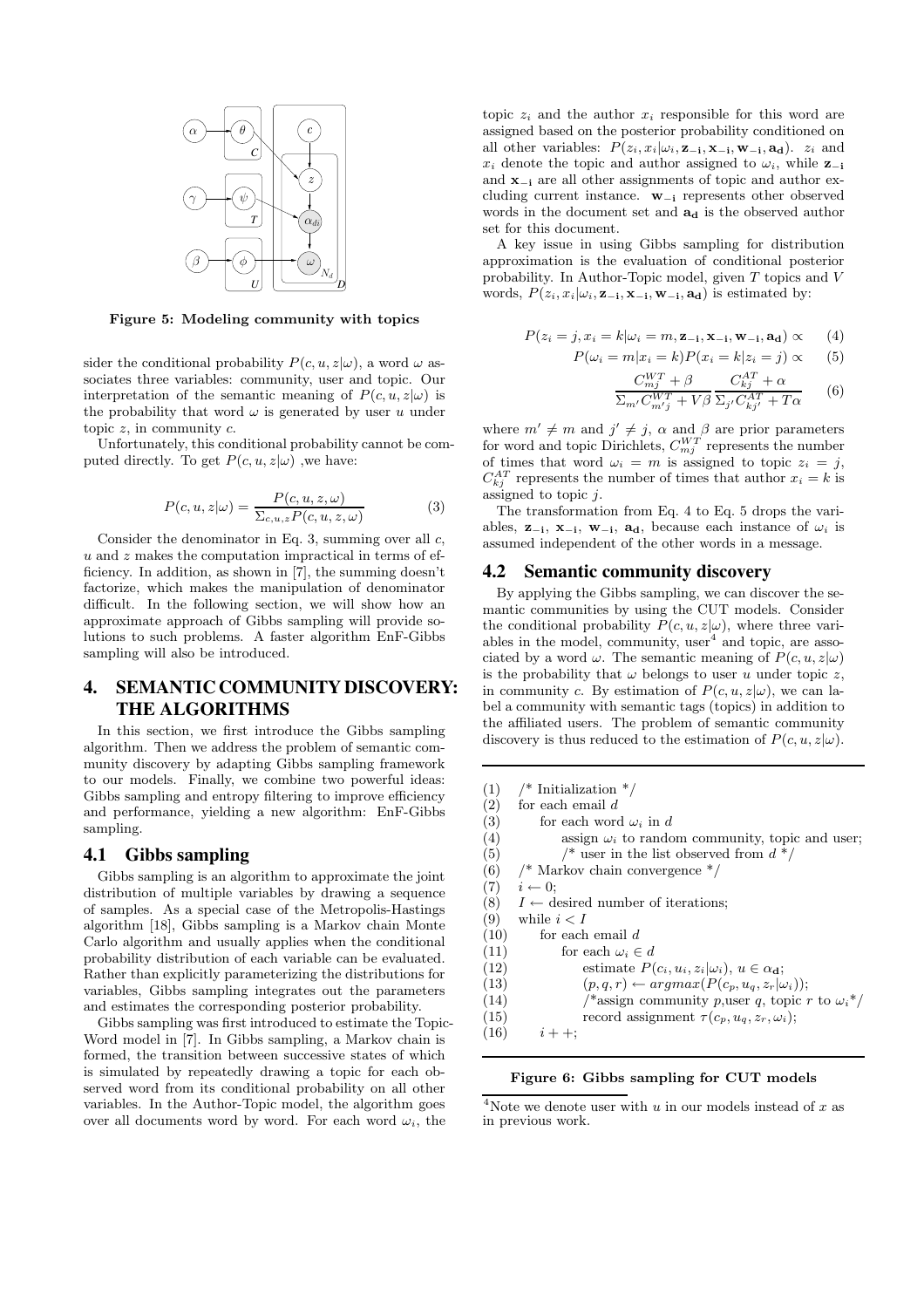Figure 5: Modeling community with topics

sider the conditional probability $P(c, u, z|\omega)$, a word $\omega$ associates three variables: community, user and topic. Our interpretation of the semantic meaning of $P(c, u, z|\omega)$ is the probability that word $\omega$ is generated by user $u$ under topic $z$, in community $c$.

Unfortunately, this conditional probability cannot be computed directly. To get $P(c, u, z|\omega)$ ,we have:

$$P(c, u, z|\omega) = \frac{P(c, u, z, \omega)}{\Sigma_{c,u,z} P(c, u, z, \omega)} \tag{3}$$

Consider the denominator in Eq. 3, summing over all $c$, $u$ and $z$ makes the computation impractical in terms of efficiency. In addition, as shown in [7], the summing doesn't factorize, which makes the manipulation of denominator difficult. In the following section, we will show how an approximate approach of Gibbs sampling will provide solutions to such problems. A faster algorithm EnF-Gibbs sampling will also be introduced.

## 4. SEMANTIC COMMUNITY DISCOVERY: THE ALGORITHMS

In this section, we first introduce the Gibbs sampling algorithm. Then we address the problem of semantic community discovery by adapting Gibbs sampling framework to our models. Finally, we combine two powerful ideas: Gibbs sampling and entropy filtering to improve efficiency and performance, yielding a new algorithm: EnF-Gibbs sampling.

### 4.1 Gibbs sampling

Gibbs sampling is an algorithm to approximate the joint distribution of multiple variables by drawing a sequence of samples. As a special case of the Metropolis-Hastings algorithm [18], Gibbs sampling is a Markov chain Monte Carlo algorithm and usually applies when the conditional probability distribution of each variable can be evaluated. Rather than explicitly parameterizing the distributions for variables, Gibbs sampling integrates out the parameters and estimates the corresponding posterior probability.

Gibbs sampling was first introduced to estimate the Topic-Word model in [7]. In Gibbs sampling, a Markov chain is formed, the transition between successive states of which is simulated by repeatedly drawing a topic for each observed word from its conditional probability on all other variables. In the Author-Topic model, the algorithm goes over all documents word by word. For each word $\omega_i$, the topic $z_i$ and the author $x_i$ responsible for this word are assigned based on the posterior probability conditioned on all other variables: $P(z_i, x_i|\omega_i, \mathbf{z_{-i}}, \mathbf{x_{-i}}, \mathbf{w_{-i}}, \mathbf{a_d})$. $z_i$ and $x_i$ denote the topic and author assigned to $\omega_i$, while $\mathbf{z_{-i}}$ and $\mathbf{x_{-i}}$ are all other assignments of topic and author excluding current instance. $\mathbf{w_{-i}}$ represents other observed words in the document set and $\mathbf{a_d}$ is the observed author set for this document.

A key issue in using Gibbs sampling for distribution approximation is the evaluation of conditional posterior probability. In Author-Topic model, given $T$ topics and $V$ words, $P(z_i, x_i|\omega_i, \mathbf{z_{-i}}, \mathbf{x_{-i}}, \mathbf{w_{-i}}, \mathbf{a_d})$ is estimated by:

$$P(z_i = j, x_i = k|\omega_i = m, \mathbf{z_{-i}}, \mathbf{x_{-i}}, \mathbf{w_{-i}}, \mathbf{a_d}) \propto \tag{4}$$

$$P(\omega_i = m|x_i = k)P(x_i = k|z_i = j) \propto \tag{5}$$

$$\frac{C^{WT}_{mj} + \beta}{\Sigma_{m'} C^{WT}_{m'j} + V\beta} \frac{C^{AT}_{kj} + \alpha}{\Sigma_{j'} C^{AT}_{kj'} + T\alpha} \tag{6}$$

where $m' \neq m$ and $j' \neq j$, $\alpha$ and $\beta$ are prior parameters for word and topic Dirichlets, $C^{WT}_{mj}$ represents the number of times that word $\omega_i = m$ is assigned to topic $z_i = j$, $C^{AT}_{kj}$ represents the number of times that author $x_i = k$ is assigned to topic $j$.

The transformation from Eq. 4 to Eq. 5 drops the variables, $\mathbf{z_{-i}}$, $\mathbf{x_{-i}}$, $\mathbf{w_{-i}}$, $\mathbf{a_d}$, because each instance of $\omega_i$ is assumed independent of the other words in a message.

### 4.2 Semantic community discovery

By applying the Gibbs sampling, we can discover the semantic communities by using the CUT models. Consider the conditional probability $P(c, u, z|\omega)$, where three variables in the model, community, user[4] and topic, are associated by a word $\omega$. The semantic meaning of $P(c, u, z|\omega)$ is the probability that $\omega$ belongs to user $u$ under topic $z$, in community $c$. By estimation of $P(c, u, z|\omega)$, we can label a community with semantic tags (topics) in addition to the affiliated users. The problem of semantic community discovery is thus reduced to the estimation of $P(c, u, z|\omega)$.

```
(1)  /* Initialization */
(2)  for each email d
(3)      for each word ω_i in d
(4)          assign ω_i to random community, topic and user;
(5)          /* user in the list observed from d */
(6)  /* Markov chain convergence */
(7)  i ← 0;
(8)  I ← desired number of iterations;
(9)  while i < I
(10)     for each email d
(11)         for each ω_i ∈ d
(12)             estimate P(c_i, u_i, z_i|ω_i), u ∈ α_d;
(13)             (p, q, r) ← argmax(P(c_p, u_q, z_r|ω_i));
(14)             /*assign community p,user q, topic r to ω_i*/
(15)             record assignment τ(c_p, u_q, z_r, ω_i);
(16)     i ++;
```

Figure 6: Gibbs sampling for CUT models

[4] Note we denote user with $u$ in our models instead of $x$ as in previous work.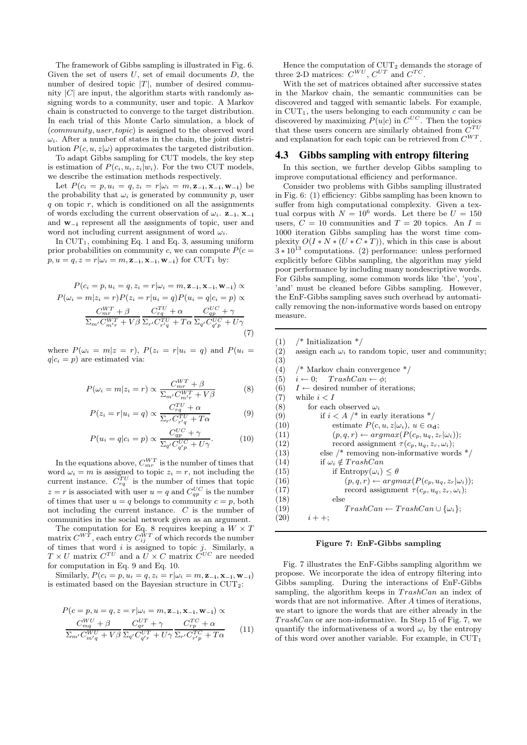The framework of Gibbs sampling is illustrated in Fig. 6. Given the set of users $U$, set of email documents $D$, the number of desired topic $|T|$, number of desired community $|C|$ are input, the algorithm starts with randomly assigning words to a community, user and topic. A Markov chain is constructed to converge to the target distribution. In each trial of this Monte Carlo simulation, a block of $(community, user, topic)$ is assigned to the observed word $\omega_i$. After a number of states in the chain, the joint distribution $P(c, u, z|\omega)$ approximates the targeted distribution.

To adapt Gibbs sampling for CUT models, the key step is estimation of $P(c_i, u_i, z_i|w_i)$. For the two CUT models, we describe the estimation methods respectively.

Let $P(c_i = p, u_i = q, z_i = r|\omega_i = m, \mathbf{z_{-i}}, \mathbf{x_{-i}}, \mathbf{w_{-i}})$ be the probability that $\omega_i$ is generated by community $p$, user $q$ on topic $r$, which is conditioned on all the assignments of words excluding the current observation of $\omega_i$. $\mathbf{z_{-i}}$, $\mathbf{x_{-i}}$ and $\mathbf{w_{-i}}$ represent all the assignments of topic, user and word not including current assignment of word $\omega_i$.

In $\text{CUT}_1$, combining Eq. 1 and Eq. 3, assuming uniform prior probabilities on community $c$, we can compute $P(c = p, u = q, z = r|\omega_i = m, \mathbf{z_{-i}}, \mathbf{x_{-i}}, \mathbf{w_{-i}})$ for $\text{CUT}_1$ by:

$$
\begin{aligned}
&P(c_i = p, u_i = q, z_i = r|\omega_i = m, \mathbf{z_{-i}}, \mathbf{x_{-i}}, \mathbf{w_{-i}}) \propto \\
&P(\omega_i = m|z_i = r)P(z_i = r|u_i = q)P(u_i = q|c_i = p) \propto \\
&\frac{C^{WT}_{mr} + \beta}{\Sigma_{m'} C^{WT}_{m'r} + V\beta} \frac{C^{TU}_{rq} + \alpha}{\Sigma_{r'} C^{TU}_{r'q} + T\alpha} \frac{C^{UC}_{qp} + \gamma}{\Sigma_{q'} C^{UC}_{q'p} + U\gamma}
\end{aligned} \tag{7}
$$

where $P(\omega_i = m|z = r)$, $P(z_i = r|u_i = q)$ and $P(u_i = q|c_i = p)$ are estimated via:

$$P(\omega_i = m|z_i = r) \propto \frac{C^{WT}_{mr} + \beta}{\Sigma_{m'} C^{WT}_{m'r} + V\beta} \tag{8}$$

$$P(z_i = r|u_i = q) \propto \frac{C^{TU}_{rq} + \alpha}{\Sigma_{r'} C^{TU}_{r'q} + T\alpha} \tag{9}$$

$$P(u_i = q|c_i = p) \propto \frac{C^{UC}_{qp} + \gamma}{\Sigma_{q'} C^{UC}_{q'p} + U\gamma}. \tag{10}$$

In the equations above, $C^{WT}_{mr}$ is the number of times that word $\omega_i = m$ is assigned to topic $z_i = r$, not including the current instance. $C^{TU}_{rq}$ is the number of times that topic $z = r$ is associated with user $u = q$ and $C^{UC}_{qp}$ is the number of times that user $u = q$ belongs to community $c = p$, both not including the current instance. $C$ is the number of communities in the social network given as an argument.

The computation for Eq. 8 requires keeping a $W \times T$ matrix $C^{WT}$, each entry $C^{WT}_{ij}$ of which records the number of times that word $i$ is assigned to topic $j$. Similarly, a $T \times U$ matrix $C^{TU}$ and a $U \times C$ matrix $C^{UC}$ are needed for computation in Eq. 9 and Eq. 10.

Similarly, $P(c_i = p, u_i = q, z_i = r|\omega_i = m, \mathbf{z_{-i}}, \mathbf{x_{-i}}, \mathbf{w_{-i}})$ is estimated based on the Bayesian structure in $\text{CUT}_2$:

$$
\begin{aligned}
&P(c = p, u = q, z = r|\omega_i = m, \mathbf{z_{-i}}, \mathbf{x_{-i}}, \mathbf{w_{-i}}) \propto \\
&\frac{C^{WU}_{mq} + \beta}{\Sigma_{m'} C^{WU}_{m'q} + V\beta} \frac{C^{UT}_{qr} + \gamma}{\Sigma_{q'} C^{UT}_{q'r} + U\gamma} \frac{C^{TC}_{rp} + \alpha}{\Sigma_{r'} C^{TC}_{r'p} + T\alpha}
\end{aligned} \tag{11}
$$

Hence the computation of $\text{CUT}_2$ demands the storage of three 2-D matrices: $C^{WU}$, $C^{UT}$ and $C^{TC}$.

With the set of matrices obtained after successive states in the Markov chain, the semantic communities can be discovered and tagged with semantic labels. For example, in $\text{CUT}_1$, the users belonging to each community $c$ can be discovered by maximizing $P(u|c)$ in $C^{UC}$. Then the topics that these users concern are similarly obtained from $C^{TU}$ and explanation for each topic can be retrieved from $C^{WT}$.

### 4.3 Gibbs sampling with entropy filtering

In this section, we further develop Gibbs sampling to improve computational efficiency and performance.

Consider two problems with Gibbs sampling illustrated in Fig. 6: (1) efficiency: Gibbs sampling has been known to suffer from high computational complexity. Given a textual corpus with $N = 10^6$ words. Let there be $U = 150$ users, $C = 10$ communities and $T = 20$ topics. An $I = 1000$ iteration Gibbs sampling has the worst time complexity $O(I * N * (U * C * T))$, which in this case is about $3 * 10^{13}$ computations. (2) performance: unless performed explicitly before Gibbs sampling, the algorithm may yield poor performance by including many nondescriptive words. For Gibbs sampling, some common words like 'the', 'you', 'and' must be cleaned before Gibbs sampling. However, the EnF-Gibbs sampling saves such overhead by automatically removing the non-informative words based on entropy measure.

```
(1)   /* Initialization */
(2)   assign each ω_i to random topic, user and community;
(3)
(4)   /* Markov chain convergence */
(5)   i ← 0;   TrashCan ← φ;
(6)   I ← desired number of iterations;
(7)   while i < I
(8)       for each observed ω_i
(9)           if i < A /* in early iterations */
(10)              estimate P(c, u, z|ω_i), u ∈ α_d;
(11)              (p, q, r) ← argmax(P(c_p, u_q, z_r|ω_i));
(12)              record assignment τ(c_p, u_q, z_r, ω_i);
(13)          else /* removing non-informative words */
(14)          if ω_i ∉ TrashCan
(15)              if Entropy(ω_i) ≤ θ
(16)                  (p, q, r) ← argmax(P(c_p, u_q, z_r|ω_i));
(17)                  record assignment τ(c_p, u_q, z_r, ω_i);
(18)              else
(19)                  TrashCan ← TrashCan ∪ {ω_i};
(20)      i + +;
```

**Figure 7: EnF-Gibbs sampling**

Fig. 7 illustrates the EnF-Gibbs sampling algorithm we propose. We incorporate the idea of entropy filtering into Gibbs sampling. During the interactions of EnF-Gibbs sampling, the algorithm keeps in $TrashCan$ an index of words that are not informative. After $A$ times of iterations, we start to ignore the words that are either already in the $TrashCan$ or are non-informative. In Step 15 of Fig. 7, we quantify the informativeness of a word $\omega_i$ by the entropy of this word over another variable. For example, in $\text{CUT}_1$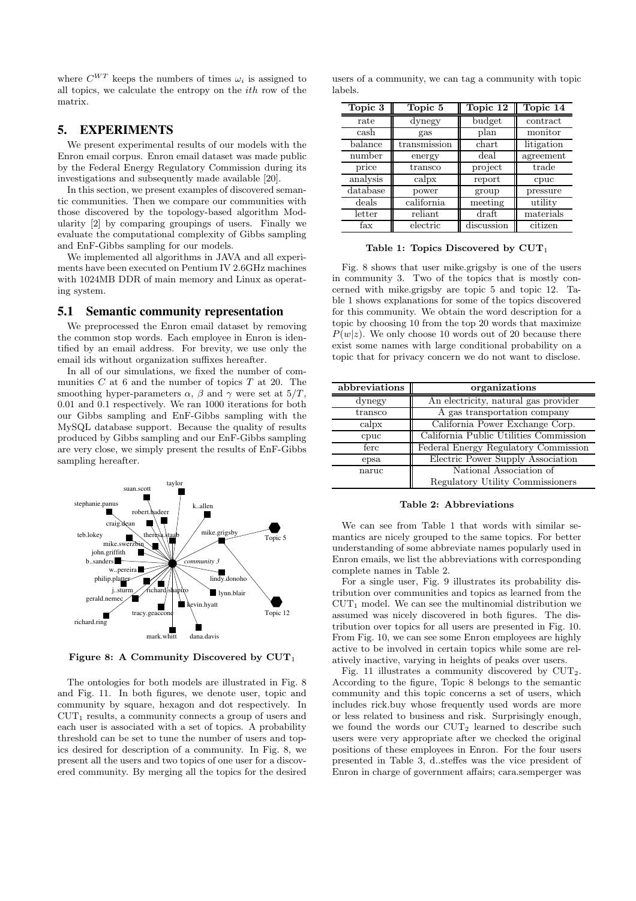where $C^{WT}$ keeps the numbers of times $\omega_i$ is assigned to all topics, we calculate the entropy on the $ith$ row of the matrix.

## 5. EXPERIMENTS

We present experimental results of our models with the Enron email corpus. Enron email dataset was made public by the Federal Energy Regulatory Commission during its investigations and subsequently made available [20].

In this section, we present examples of discovered semantic communities. Then we compare our communities with those discovered by the topology-based algorithm Modularity [2] by comparing groupings of users. Finally we evaluate the computational complexity of Gibbs sampling and EnF-Gibbs sampling for our models.

We implemented all algorithms in JAVA and all experiments have been executed on Pentium IV 2.6GHz machines with 1024MB DDR of main memory and Linux as operating system.

### 5.1 Semantic community representation

We preprocessed the Enron email dataset by removing the common stop words. Each employee in Enron is identified by an email address. For brevity, we use only the email ids without organization suffixes hereafter.

In all of our simulations, we fixed the number of communities $C$ at 6 and the number of topics $T$ at 20. The smoothing hyper-parameters $\alpha$, $\beta$ and $\gamma$ were set at $5/T$, 0.01 and 0.1 respectively. We ran 1000 iterations for both our Gibbs sampling and EnF-Gibbs sampling with the MySQL database support. Because the quality of results produced by Gibbs sampling and our EnF-Gibbs sampling are very close, we simply present the results of EnF-Gibbs sampling hereafter.

**Figure 8: A Community Discovered by $\text{CUT}_1$**

The ontologies for both models are illustrated in Fig. 8 and Fig. 11. In both figures, we denote user, topic and community by square, hexagon and dot respectively. In $\text{CUT}_1$ results, a community connects a group of users and each user is associated with a set of topics. A probability threshold can be set to tune the number of users and topics desired for description of a community. In Fig. 8, we present all the users and two topics of one user for a discovered community. By merging all the topics for the desired users of a community, we can tag a community with topic labels.

| Topic 3 | Topic 5 | Topic 12 | Topic 14 |
|---|---|---|---|
| rate | dynegy | budget | contract |
| cash | gas | plan | monitor |
| balance | transmission | chart | litigation |
| number | energy | deal | agreement |
| price | transco | project | trade |
| analysis | calpx | report | cpuc |
| database | power | group | pressure |
| deals | california | meeting | utility |
| letter | reliant | draft | materials |
| fax | electric | discussion | citizen |

**Table 1: Topics Discovered by $\text{CUT}_1$**

Fig. 8 shows that user mike.grigsby is one of the users in community 3. Two of the topics that is mostly concerned with mike.grigsby are topic 5 and topic 12. Table 1 shows explanations for some of the topics discovered for this community. We obtain the word description for a topic by choosing 10 from the top 20 words that maximize $P(w|z)$. We only choose 10 words out of 20 because there exist some names with large conditional probability on a topic that for privacy concern we do not want to disclose.

| abbreviations | organizations |
|---|---|
| dynegy | An electricity, natural gas provider |
| transco | A gas transportation company |
| calpx | California Power Exchange Corp. |
| cpuc | California Public Utilities Commission |
| ferc | Federal Energy Regulatory Commission |
| epsa | Electric Power Supply Association |
| naruc | National Association of Regulatory Utility Commissioners |

**Table 2: Abbreviations**

We can see from Table 1 that words with similar semantics are nicely grouped to the same topics. For better understanding of some abbreviate names popularly used in Enron emails, we list the abbreviations with corresponding complete names in Table 2.

For a single user, Fig. 9 illustrates its probability distribution over communities and topics as learned from the $\text{CUT}_1$ model. We can see the multinomial distribution we assumed was nicely discovered in both figures. The distribution over topics for all users are presented in Fig. 10. From Fig. 10, we can see some Enron employees are highly active to be involved in certain topics while some are relatively inactive, varying in heights of peaks over users.

Fig. 11 illustrates a community discovered by $\text{CUT}_2$. According to the figure, Topic 8 belongs to the semantic community and this topic concerns a set of users, which includes rick.buy whose frequently used words are more or less related to business and risk. Surprisingly enough, we found the words our $\text{CUT}_2$ learned to describe such users were very appropriate after we checked the original positions of these employees in Enron. For the four users presented in Table 3, d..steffes was the vice president of Enron in charge of government affairs; cara.semperger was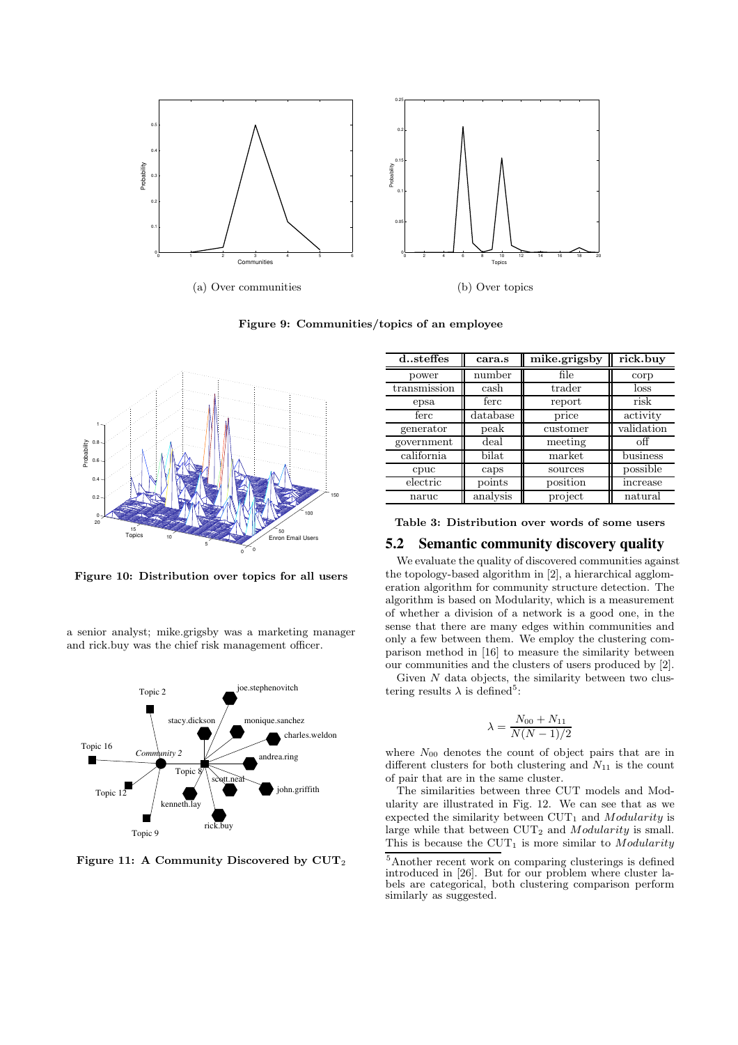(a) Over communities

(b) Over topics

**Figure 9: Communities/topics of an employee**

**Figure 10: Distribution over topics for all users**

a senior analyst; mike.grigsby was a marketing manager and rick.buy was the chief risk management officer.

**Figure 11: A Community Discovered by CUT$_2$**

| d..steffes | cara.s | mike.grigsby | rick.buy |
|---|---|---|---|
| power | number | file | corp |
| transmission | cash | trader | loss |
| epsa | ferc | report | risk |
| ferc | database | price | activity |
| generator | peak | customer | validation |
| government | deal | meeting | off |
| california | bilat | market | business |
| cpuc | caps | sources | possible |
| electric | points | position | increase |
| naruc | analysis | project | natural |

**Table 3: Distribution over words of some users**

## 5.2 Semantic community discovery quality

We evaluate the quality of discovered communities against the topology-based algorithm in [2], a hierarchical agglomeration algorithm for community structure detection. The algorithm is based on Modularity, which is a measurement of whether a division of a network is a good one, in the sense that there are many edges within communities and only a few between them. We employ the clustering comparison method in [16] to measure the similarity between our communities and the clusters of users produced by [2].

Given $N$ data objects, the similarity between two clustering results $\lambda$ is defined[5]:

$$\lambda = \frac{N_{00} + N_{11}}{N(N-1)/2}$$

where $N_{00}$ denotes the count of object pairs that are in different clusters for both clustering and $N_{11}$ is the count of pair that are in the same cluster.

The similarities between three CUT models and Modularity are illustrated in Fig. 12. We can see that as we expected the similarity between CUT$_1$ and *Modularity* is large while that between CUT$_2$ and *Modularity* is small. This is because the CUT$_1$ is more similar to *Modularity*

[5] Another recent work on comparing clusterings is defined introduced in [26]. But for our problem where cluster labels are categorical, both clustering comparison perform similarly as suggested.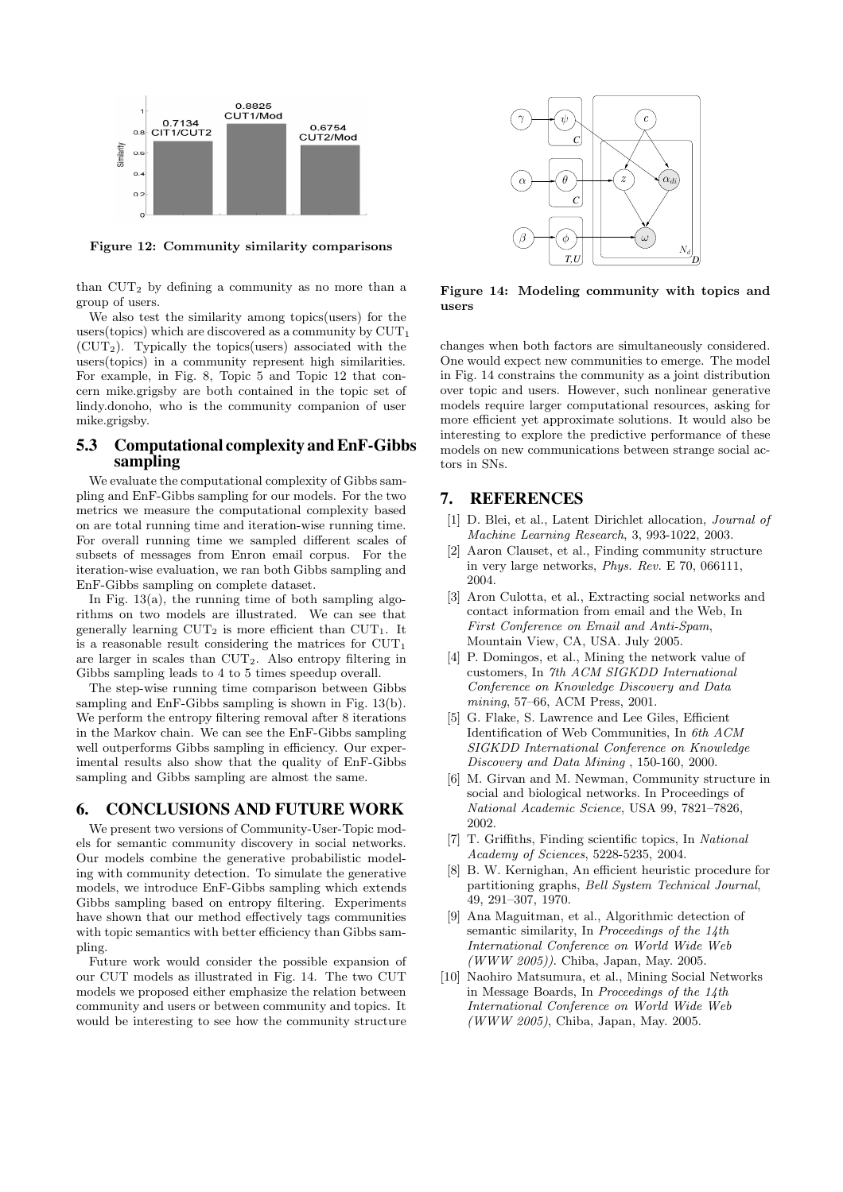Figure 12: Community similarity comparisons

than $CUT_2$ by defining a community as no more than a group of users.

We also test the similarity among topics(users) for the users(topics) which are discovered as a community by $CUT_1$ ($CUT_2$). Typically the topics(users) associated with the users(topics) in a community represent high similarities. For example, in Fig. 8, Topic 5 and Topic 12 that concern mike.grigsby are both contained in the topic set of lindy.donoho, who is the community companion of user mike.grigsby.

## 5.3 Computational complexity and EnF-Gibbs sampling

We evaluate the computational complexity of Gibbs sampling and EnF-Gibbs sampling for our models. For the two metrics we measure the computational complexity based on are total running time and iteration-wise running time. For overall running time we sampled different scales of subsets of messages from Enron email corpus. For the iteration-wise evaluation, we ran both Gibbs sampling and EnF-Gibbs sampling on complete dataset.

In Fig. 13(a), the running time of both sampling algorithms on two models are illustrated. We can see that generally learning $CUT_2$ is more efficient than $CUT_1$. It is a reasonable result considering the matrices for $CUT_1$ are larger in scales than $CUT_2$. Also entropy filtering in Gibbs sampling leads to 4 to 5 times speedup overall.

The step-wise running time comparison between Gibbs sampling and EnF-Gibbs sampling is shown in Fig. 13(b). We perform the entropy filtering removal after 8 iterations in the Markov chain. We can see the EnF-Gibbs sampling well outperforms Gibbs sampling in efficiency. Our experimental results also show that the quality of EnF-Gibbs sampling and Gibbs sampling are almost the same.

# 6. CONCLUSIONS AND FUTURE WORK

We present two versions of Community-User-Topic models for semantic community discovery in social networks. Our models combine the generative probabilistic modeling with community detection. To simulate the generative models, we introduce EnF-Gibbs sampling which extends Gibbs sampling based on entropy filtering. Experiments have shown that our method effectively tags communities with topic semantics with better efficiency than Gibbs sampling.

Future work would consider the possible expansion of our CUT models as illustrated in Fig. 14. The two CUT models we proposed either emphasize the relation between community and users or between community and topics. It would be interesting to see how the community structure changes when both factors are simultaneously considered. One would expect new communities to emerge. The model in Fig. 14 constrains the community as a joint distribution over topic and users. However, such nonlinear generative models require larger computational resources, asking for more efficient yet approximate solutions. It would also be interesting to explore the predictive performance of these models on new communications between strange social actors in SNs.

Figure 14: Modeling community with topics and users

# 7. REFERENCES

[1] D. Blei, et al., Latent Dirichlet allocation, *Journal of Machine Learning Research*, 3, 993-1022, 2003.

[2] Aaron Clauset, et al., Finding community structure in very large networks, *Phys. Rev.* E 70, 066111, 2004.

[3] Aron Culotta, et al., Extracting social networks and contact information from email and the Web, In *First Conference on Email and Anti-Spam*, Mountain View, CA, USA. July 2005.

[4] P. Domingos, et al., Mining the network value of customers, In *7th ACM SIGKDD International Conference on Knowledge Discovery and Data mining*, 57–66, ACM Press, 2001.

[5] G. Flake, S. Lawrence and Lee Giles, Efficient Identification of Web Communities, In *6th ACM SIGKDD International Conference on Knowledge Discovery and Data Mining* , 150-160, 2000.

[6] M. Girvan and M. Newman, Community structure in social and biological networks. In Proceedings of *National Academic Science*, USA 99, 7821–7826, 2002.

[7] T. Griffiths, Finding scientific topics, In *National Academy of Sciences*, 5228-5235, 2004.

[8] B. W. Kernighan, An efficient heuristic procedure for partitioning graphs, *Bell System Technical Journal*, 49, 291–307, 1970.

[9] Ana Maguitman, et al., Algorithmic detection of semantic similarity, In *Proceedings of the 14th International Conference on World Wide Web (WWW 2005))*. Chiba, Japan, May. 2005.

[10] Naohiro Matsumura, et al., Mining Social Networks in Message Boards, In *Proceedings of the 14th International Conference on World Wide Web (WWW 2005)*, Chiba, Japan, May. 2005.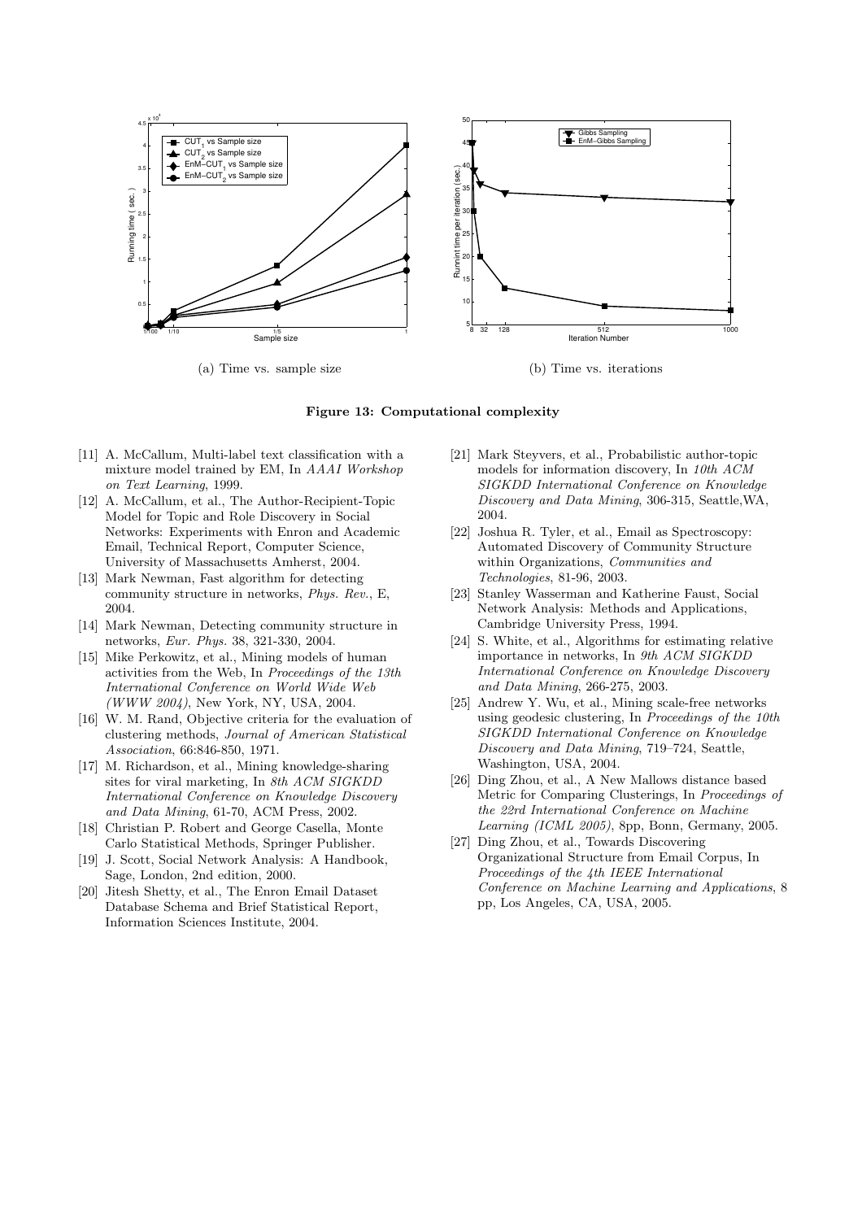x $10^4$

4.5

4

3.5

3

2.5

2

1.5

1

0.5

Running time ( sec. )

$CUT_1$ vs Sample size

$CUT_2$ vs Sample size

EnM−$CUT_1$ vs Sample size

EnM−$CUT_2$ vs Sample size

1/100 1/10 1/5 1

Sample size

(a) Time vs. sample size

50

45

40

35

30

25

20

15

10

5

Runnint time per iteration (sec.)

Gibbs Sampling

EnM−Gibbs Sampling

8 32 128 512 1000

Iteration Number

(b) Time vs. iterations

**Figure 13: Computational complexity**

[11] A. McCallum, Multi-label text classification with a mixture model trained by EM, In *AAAI Workshop on Text Learning*, 1999.

[12] A. McCallum, et al., The Author-Recipient-Topic Model for Topic and Role Discovery in Social Networks: Experiments with Enron and Academic Email, Technical Report, Computer Science, University of Massachusetts Amherst, 2004.

[13] Mark Newman, Fast algorithm for detecting community structure in networks, *Phys. Rev.*, E, 2004.

[14] Mark Newman, Detecting community structure in networks, *Eur. Phys.* 38, 321-330, 2004.

[15] Mike Perkowitz, et al., Mining models of human activities from the Web, In *Proceedings of the 13th International Conference on World Wide Web (WWW 2004)*, New York, NY, USA, 2004.

[16] W. M. Rand, Objective criteria for the evaluation of clustering methods, *Journal of American Statistical Association*, 66:846-850, 1971.

[17] M. Richardson, et al., Mining knowledge-sharing sites for viral marketing, In *8th ACM SIGKDD International Conference on Knowledge Discovery and Data Mining*, 61-70, ACM Press, 2002.

[18] Christian P. Robert and George Casella, Monte Carlo Statistical Methods, Springer Publisher.

[19] J. Scott, Social Network Analysis: A Handbook, Sage, London, 2nd edition, 2000.

[20] Jitesh Shetty, et al., The Enron Email Dataset Database Schema and Brief Statistical Report, Information Sciences Institute, 2004.

[21] Mark Steyvers, et al., Probabilistic author-topic models for information discovery, In *10th ACM SIGKDD International Conference on Knowledge Discovery and Data Mining*, 306-315, Seattle,WA, 2004.

[22] Joshua R. Tyler, et al., Email as Spectroscopy: Automated Discovery of Community Structure within Organizations, *Communities and Technologies*, 81-96, 2003.

[23] Stanley Wasserman and Katherine Faust, Social Network Analysis: Methods and Applications, Cambridge University Press, 1994.

[24] S. White, et al., Algorithms for estimating relative importance in networks, In *9th ACM SIGKDD International Conference on Knowledge Discovery and Data Mining*, 266-275, 2003.

[25] Andrew Y. Wu, et al., Mining scale-free networks using geodesic clustering, In *Proceedings of the 10th SIGKDD International Conference on Knowledge Discovery and Data Mining*, 719–724, Seattle, Washington, USA, 2004.

[26] Ding Zhou, et al., A New Mallows distance based Metric for Comparing Clusterings, In *Proceedings of the 22rd International Conference on Machine Learning (ICML 2005)*, 8pp, Bonn, Germany, 2005.

[27] Ding Zhou, et al., Towards Discovering Organizational Structure from Email Corpus, In *Proceedings of the 4th IEEE International Conference on Machine Learning and Applications*, 8 pp, Los Angeles, CA, USA, 2005.